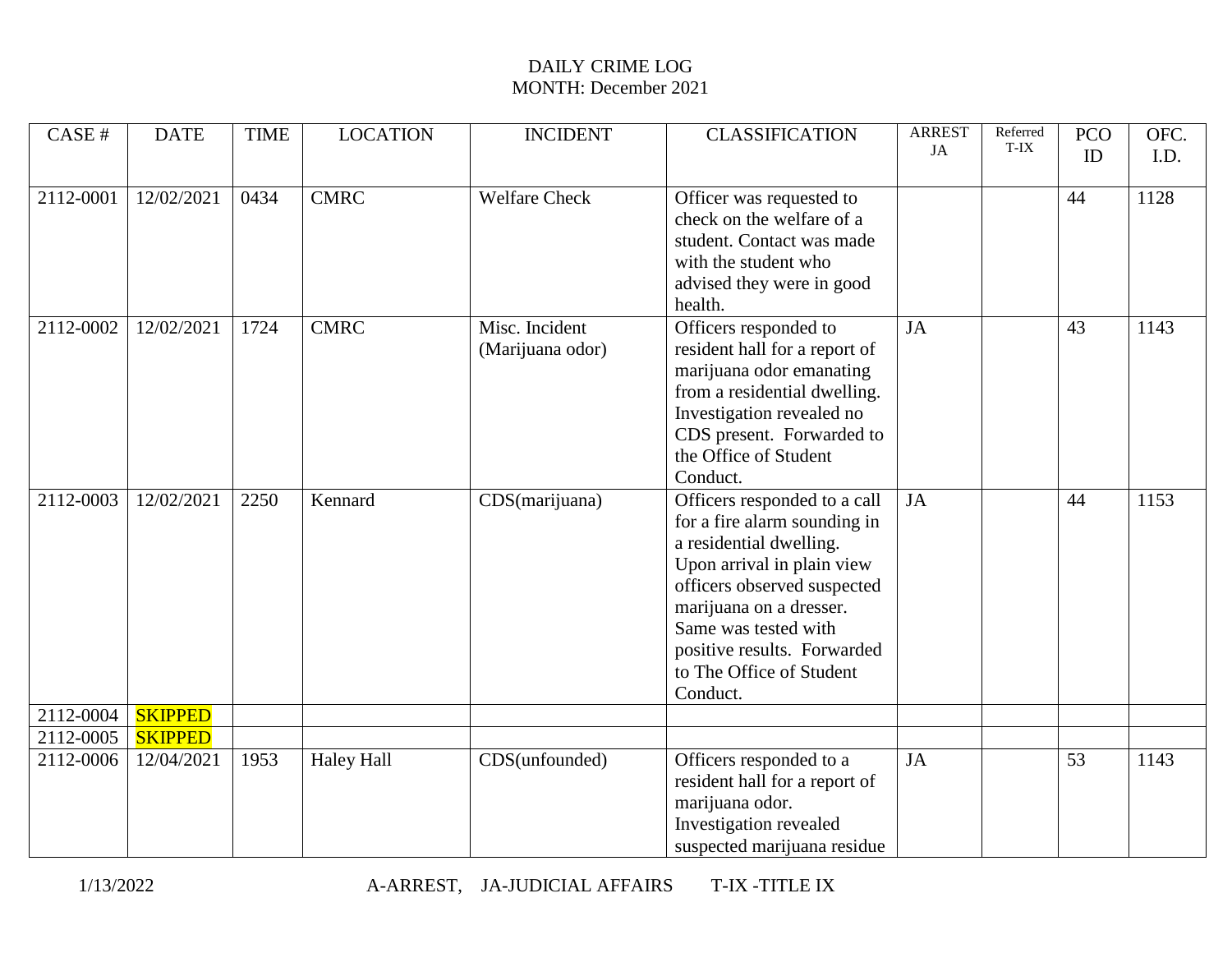DAILY CRIME LOG
MONTH: December 2021

| CASE # | DATE | TIME | LOCATION | INCIDENT | CLASSIFICATION | ARREST JA | Referred T-IX | PCO ID | OFC. I.D. |
|---|---|---|---|---|---|---|---|---|---|
| 2112-0001 | 12/02/2021 | 0434 | CMRC | Welfare Check | Officer was requested to check on the welfare of a student. Contact was made with the student who advised they were in good health. | | | 44 | 1128 |
| 2112-0002 | 12/02/2021 | 1724 | CMRC | Misc. Incident (Marijuana odor) | Officers responded to resident hall for a report of marijuana odor emanating from a residential dwelling. Investigation revealed no CDS present. Forwarded to the Office of Student Conduct. | JA | | 43 | 1143 |
| 2112-0003 | 12/02/2021 | 2250 | Kennard | CDS(marijuana) | Officers responded to a call for a fire alarm sounding in a residential dwelling. Upon arrival in plain view officers observed suspected marijuana on a dresser. Same was tested with positive results. Forwarded to The Office of Student Conduct. | JA | | 44 | 1153 |
| 2112-0004 | SKIPPED | | | | | | | | |
| 2112-0005 | SKIPPED | | | | | | | | |
| 2112-0006 | 12/04/2021 | 1953 | Haley Hall | CDS(unfounded) | Officers responded to a resident hall for a report of marijuana odor. Investigation revealed suspected marijuana residue | JA | | 53 | 1143 |

1/13/2022 A-ARREST, JA-JUDICIAL AFFAIRS T-IX -TITLE IX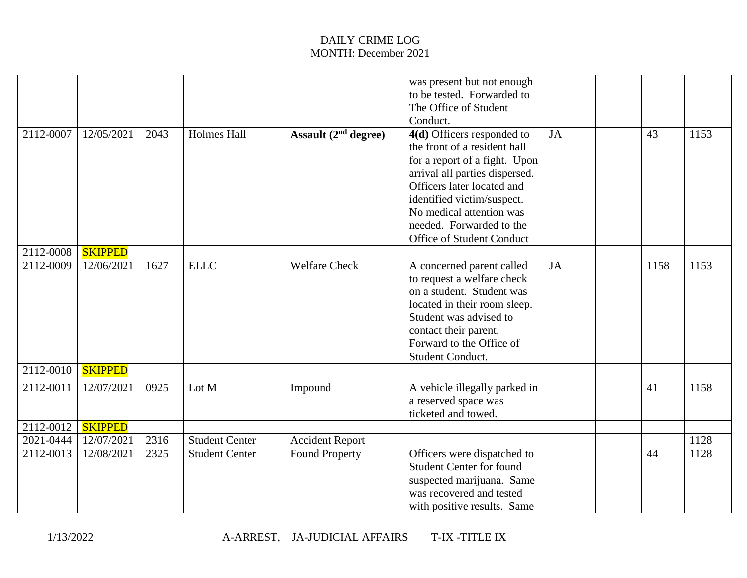DAILY CRIME LOG
MONTH: December 2021

| | | | | | | | | | |
|---|---|---|---|---|---|---|---|---|---|
| | | | | | was present but not enough to be tested. Forwarded to The Office of Student Conduct. | | | | |
| 2112-0007 | 12/05/2021 | 2043 | Holmes Hall | **Assault (2nd degree)** | **4(d)** Officers responded to the front of a resident hall for a report of a fight. Upon arrival all parties dispersed. Officers later located and identified victim/suspect. No medical attention was needed. Forwarded to the Office of Student Conduct | JA | | 43 | 1153 |
| 2112-0008 | SKIPPED | | | | | | | | |
| 2112-0009 | 12/06/2021 | 1627 | ELLC | Welfare Check | A concerned parent called to request a welfare check on a student. Student was located in their room sleep. Student was advised to contact their parent. Forward to the Office of Student Conduct. | JA | | 1158 | 1153 |
| 2112-0010 | SKIPPED | | | | | | | | |
| 2112-0011 | 12/07/2021 | 0925 | Lot M | Impound | A vehicle illegally parked in a reserved space was ticketed and towed. | | | 41 | 1158 |
| 2112-0012 | SKIPPED | | | | | | | | |
| 2021-0444 | 12/07/2021 | 2316 | Student Center | Accident Report | | | | | 1128 |
| 2112-0013 | 12/08/2021 | 2325 | Student Center | Found Property | Officers were dispatched to Student Center for found suspected marijuana. Same was recovered and tested with positive results. Same | | | 44 | 1128 |

1/13/2022 A-ARREST, JA-JUDICIAL AFFAIRS T-IX -TITLE IX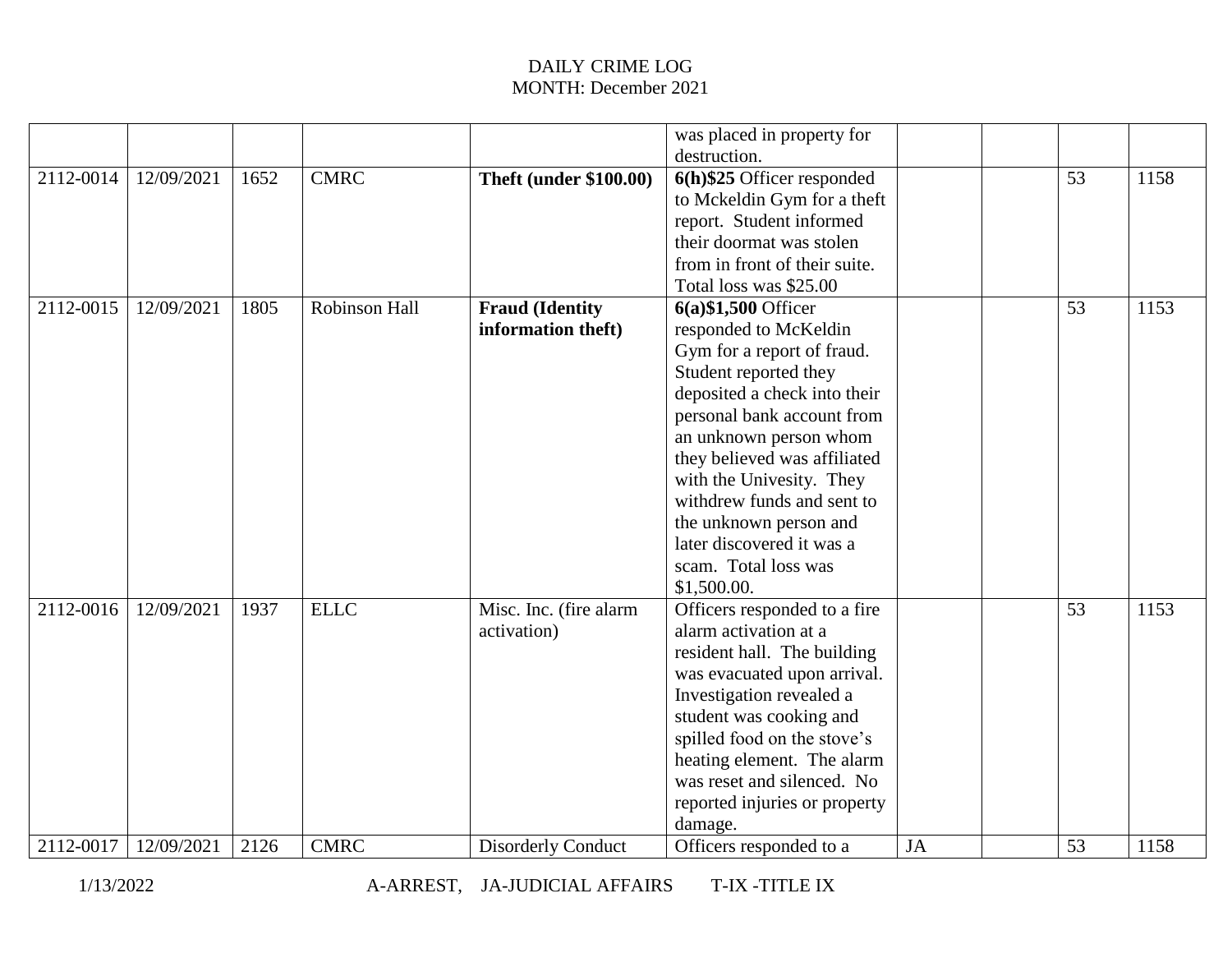DAILY CRIME LOG
MONTH: December 2021

| | | | | | | | | | |
|---|---|---|---|---|---|---|---|---|---|
| | | | | | was placed in property for destruction. | | | | |
| 2112-0014 | 12/09/2021 | 1652 | CMRC | **Theft (under $100.00)** | **6(h)$25** Officer responded to Mckeldin Gym for a theft report. Student informed their doormat was stolen from in front of their suite. Total loss was $25.00 | | | 53 | 1158 |
| 2112-0015 | 12/09/2021 | 1805 | Robinson Hall | **Fraud (Identity information theft)** | **6(a)$1,500** Officer responded to McKeldin Gym for a report of fraud. Student reported they deposited a check into their personal bank account from an unknown person whom they believed was affiliated with the Univesity. They withdrew funds and sent to the unknown person and later discovered it was a scam. Total loss was $1,500.00. | | | 53 | 1153 |
| 2112-0016 | 12/09/2021 | 1937 | ELLC | Misc. Inc. (fire alarm activation) | Officers responded to a fire alarm activation at a resident hall. The building was evacuated upon arrival. Investigation revealed a student was cooking and spilled food on the stove's heating element. The alarm was reset and silenced. No reported injuries or property damage. | | | 53 | 1153 |
| 2112-0017 | 12/09/2021 | 2126 | CMRC | Disorderly Conduct | Officers responded to a | JA | | 53 | 1158 |

1/13/2022 A-ARREST, JA-JUDICIAL AFFAIRS T-IX -TITLE IX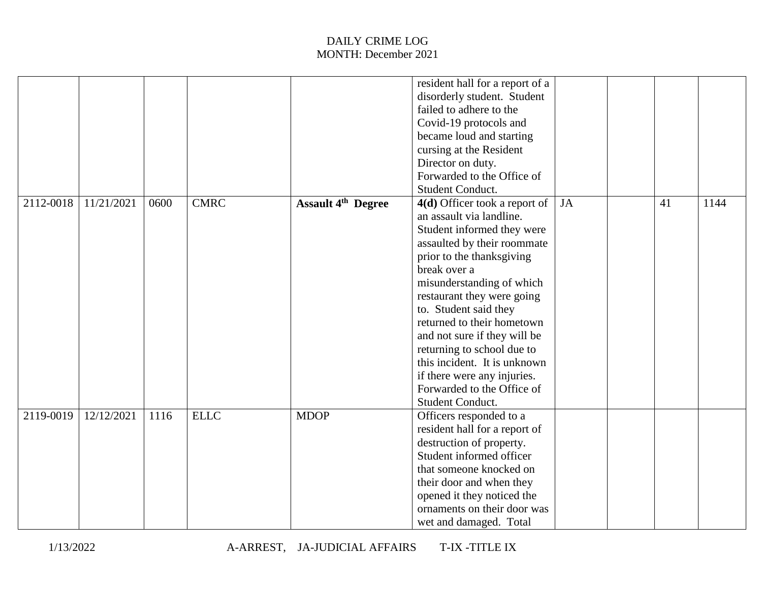# DAILY CRIME LOG
MONTH: December 2021

| | | | | | | | | | |
|---|---|---|---|---|---|---|---|---|---|
| | | | | | resident hall for a report of a disorderly student. Student failed to adhere to the Covid-19 protocols and became loud and starting cursing at the Resident Director on duty. Forwarded to the Office of Student Conduct. | | | | |
| 2112-0018 | 11/21/2021 | 0600 | CMRC | **Assault 4th Degree** | **4(d)** Officer took a report of an assault via landline. Student informed they were assaulted by their roommate prior to the thanksgiving break over a misunderstanding of which restaurant they were going to. Student said they returned to their hometown and not sure if they will be returning to school due to this incident. It is unknown if there were any injuries. Forwarded to the Office of Student Conduct. | JA | | 41 | 1144 |
| 2119-0019 | 12/12/2021 | 1116 | ELLC | MDOP | Officers responded to a resident hall for a report of destruction of property. Student informed officer that someone knocked on their door and when they opened it they noticed the ornaments on their door was wet and damaged. Total | | | | |

1/13/2022 A-ARREST, JA-JUDICIAL AFFAIRS T-IX -TITLE IX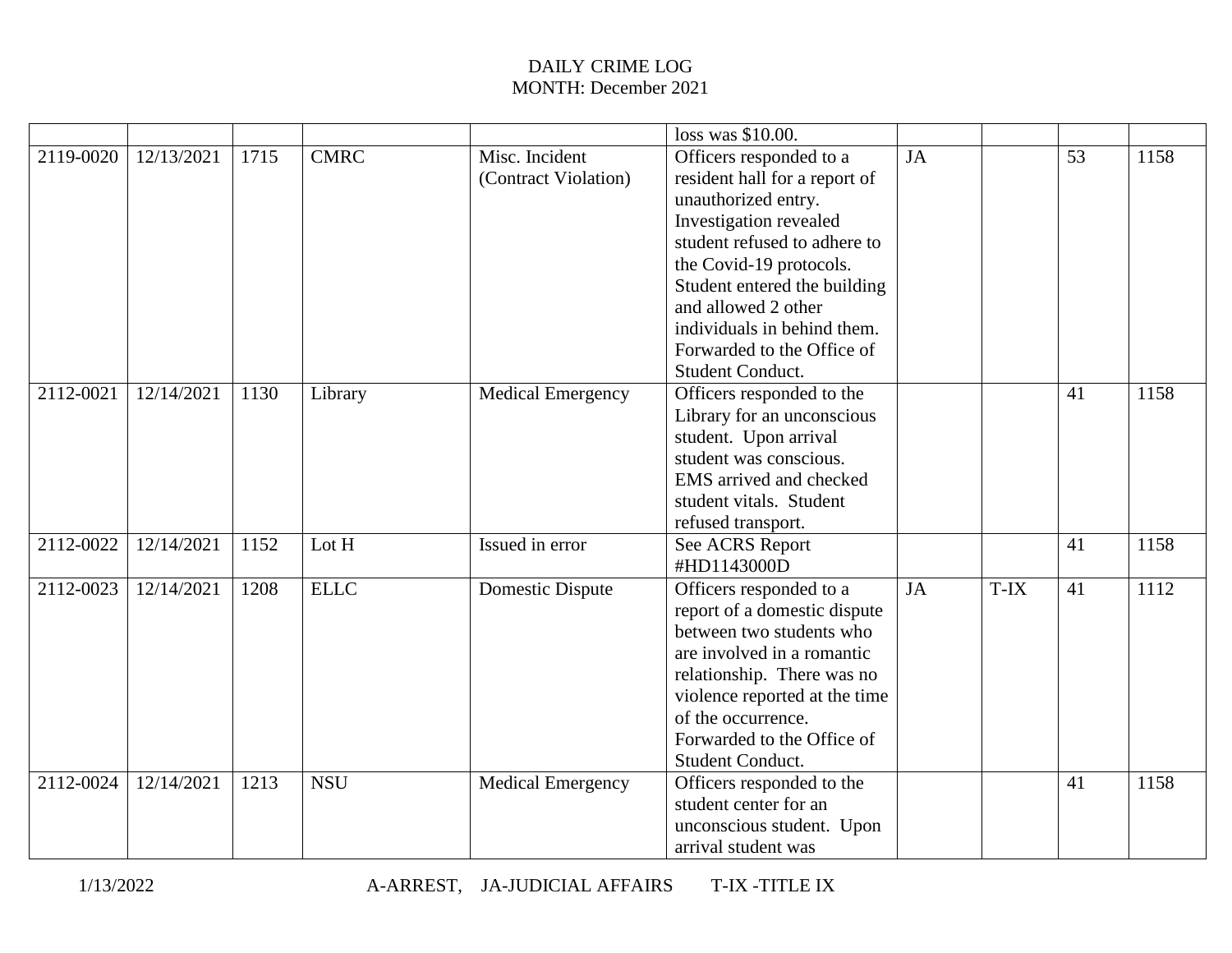DAILY CRIME LOG
MONTH: December 2021

| | | | | | | | | | |
|---|---|---|---|---|---|---|---|---|---|
| | | | | | loss was $10.00. | | | | |
| 2119-0020 | 12/13/2021 | 1715 | CMRC | Misc. Incident (Contract Violation) | Officers responded to a resident hall for a report of unauthorized entry. Investigation revealed student refused to adhere to the Covid-19 protocols. Student entered the building and allowed 2 other individuals in behind them. Forwarded to the Office of Student Conduct. | JA | | 53 | 1158 |
| 2112-0021 | 12/14/2021 | 1130 | Library | Medical Emergency | Officers responded to the Library for an unconscious student. Upon arrival student was conscious. EMS arrived and checked student vitals. Student refused transport. | | | 41 | 1158 |
| 2112-0022 | 12/14/2021 | 1152 | Lot H | Issued in error | See ACRS Report #HD1143000D | | | 41 | 1158 |
| 2112-0023 | 12/14/2021 | 1208 | ELLC | Domestic Dispute | Officers responded to a report of a domestic dispute between two students who are involved in a romantic relationship. There was no violence reported at the time of the occurrence. Forwarded to the Office of Student Conduct. | JA | T-IX | 41 | 1112 |
| 2112-0024 | 12/14/2021 | 1213 | NSU | Medical Emergency | Officers responded to the student center for an unconscious student. Upon arrival student was | | | 41 | 1158 |

1/13/2022 A-ARREST, JA-JUDICIAL AFFAIRS T-IX -TITLE IX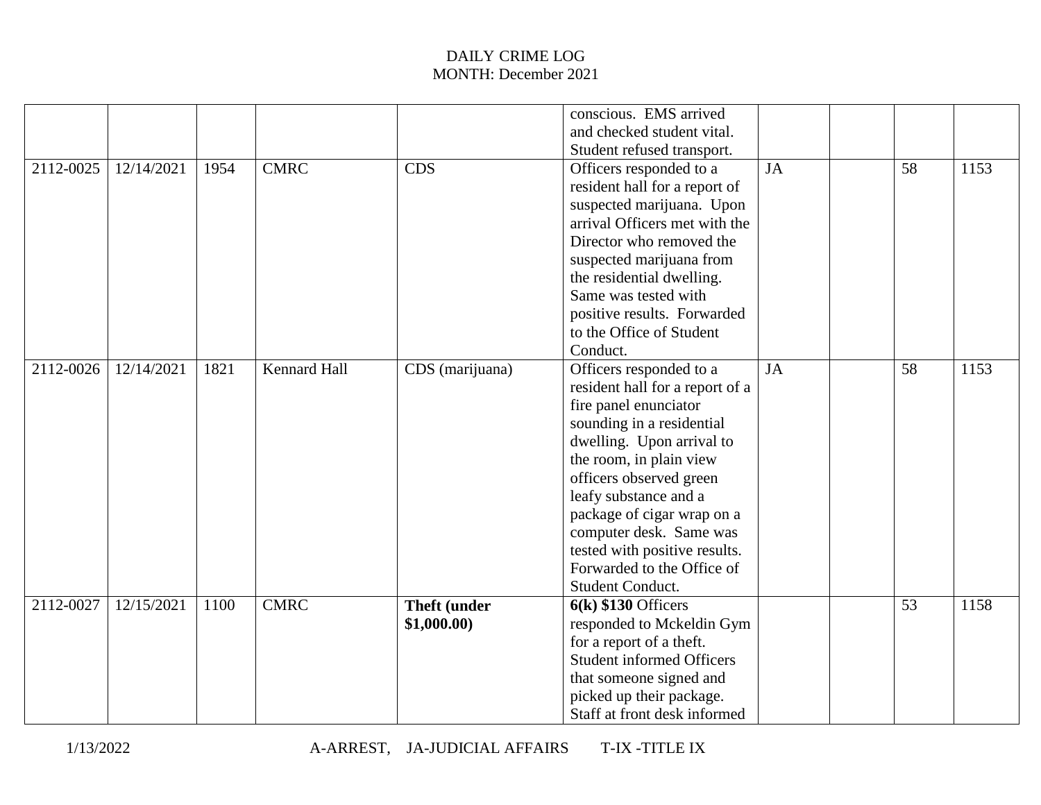DAILY CRIME LOG
MONTH: December 2021

| | | | | | | | | | |
|---|---|---|---|---|---|---|---|---|---|
| | | | | | conscious. EMS arrived and checked student vital. Student refused transport. | | | | |
| 2112-0025 | 12/14/2021 | 1954 | CMRC | CDS | Officers responded to a resident hall for a report of suspected marijuana. Upon arrival Officers met with the Director who removed the suspected marijuana from the residential dwelling. Same was tested with positive results. Forwarded to the Office of Student Conduct. | JA | | 58 | 1153 |
| 2112-0026 | 12/14/2021 | 1821 | Kennard Hall | CDS (marijuana) | Officers responded to a resident hall for a report of a fire panel enunciator sounding in a residential dwelling. Upon arrival to the room, in plain view officers observed green leafy substance and a package of cigar wrap on a computer desk. Same was tested with positive results. Forwarded to the Office of Student Conduct. | JA | | 58 | 1153 |
| 2112-0027 | 12/15/2021 | 1100 | CMRC | **Theft (under $1,000.00)** | **6(k) $130** Officers responded to Mckeldin Gym for a report of a theft. Student informed Officers that someone signed and picked up their package. Staff at front desk informed | | | 53 | 1158 |

1/13/2022 A-ARREST, JA-JUDICIAL AFFAIRS T-IX -TITLE IX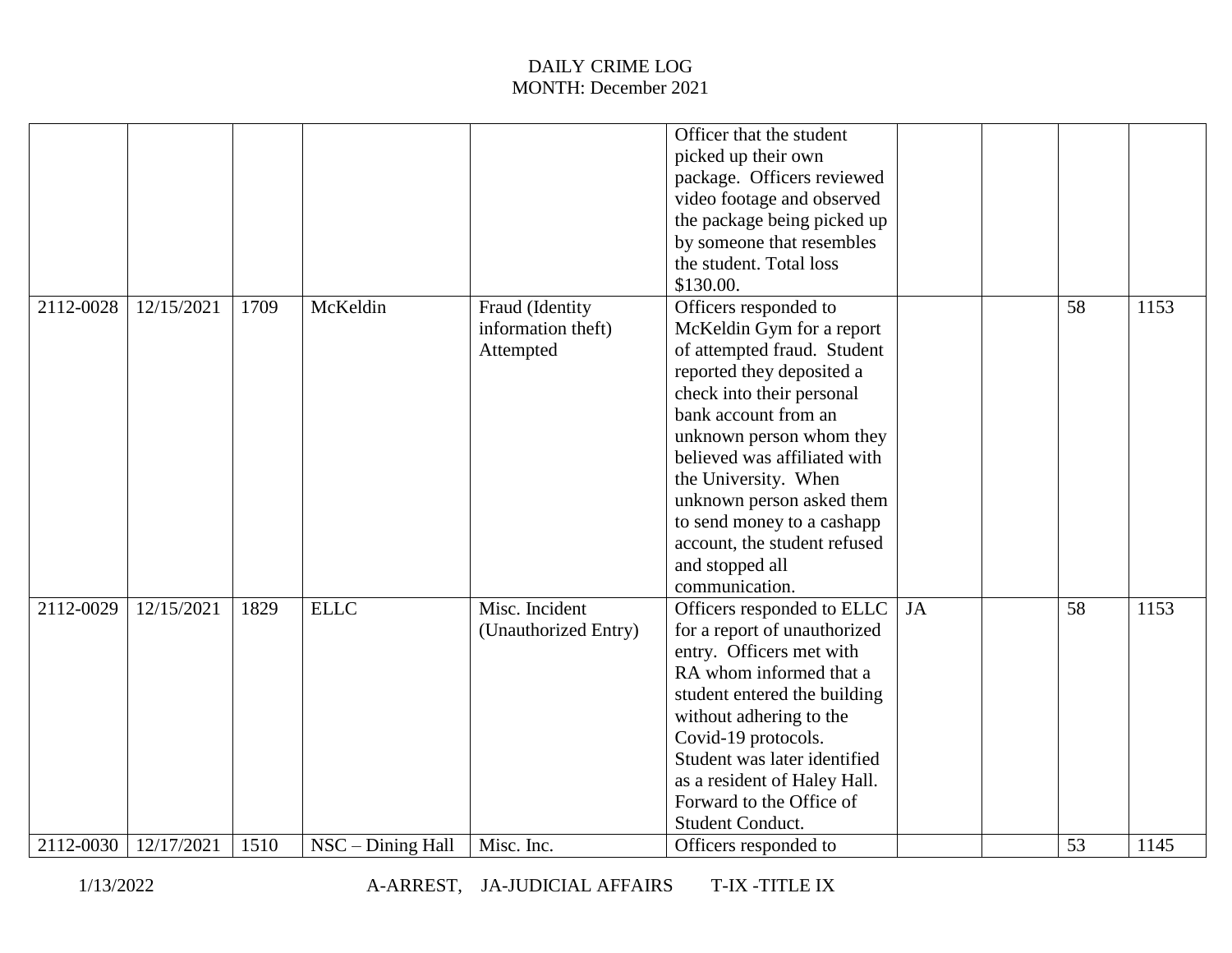DAILY CRIME LOG
MONTH: December 2021

| | | | | | | | | | |
|---|---|---|---|---|---|---|---|---|---|
| | | | | | Officer that the student picked up their own package. Officers reviewed video footage and observed the package being picked up by someone that resembles the student. Total loss $130.00. | | | | |
| 2112-0028 | 12/15/2021 | 1709 | McKeldin | Fraud (Identity information theft) Attempted | Officers responded to McKeldin Gym for a report of attempted fraud. Student reported they deposited a check into their personal bank account from an unknown person whom they believed was affiliated with the University. When unknown person asked them to send money to a cashapp account, the student refused and stopped all communication. | | | 58 | 1153 |
| 2112-0029 | 12/15/2021 | 1829 | ELLC | Misc. Incident (Unauthorized Entry) | Officers responded to ELLC for a report of unauthorized entry. Officers met with RA whom informed that a student entered the building without adhering to the Covid-19 protocols. Student was later identified as a resident of Haley Hall. Forward to the Office of Student Conduct. | JA | | 58 | 1153 |
| 2112-0030 | 12/17/2021 | 1510 | NSC – Dining Hall | Misc. Inc. | Officers responded to | | | 53 | 1145 |

1/13/2022 A-ARREST, JA-JUDICIAL AFFAIRS T-IX -TITLE IX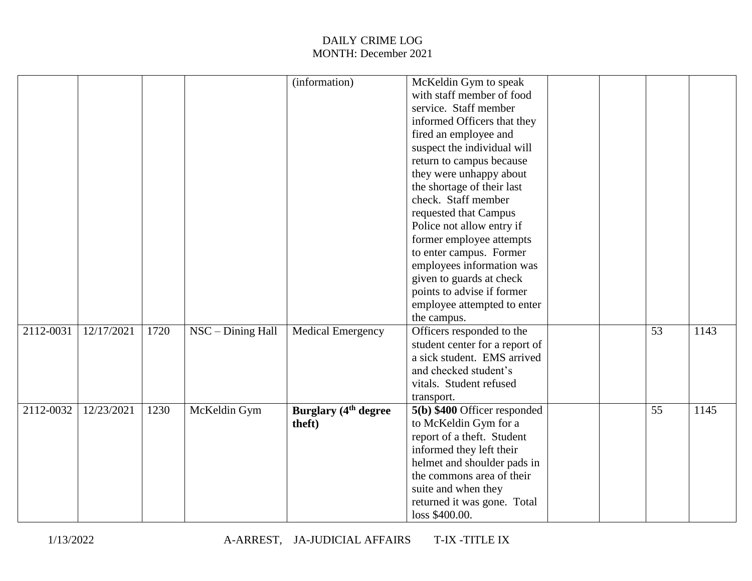# DAILY CRIME LOG
MONTH: December 2021

| | | | | | | | | | |
|---|---|---|---|---|---|---|---|---|---|
| | | | | (information) | McKeldin Gym to speak with staff member of food service. Staff member informed Officers that they fired an employee and suspect the individual will return to campus because they were unhappy about the shortage of their last check. Staff member requested that Campus Police not allow entry if former employee attempts to enter campus. Former employees information was given to guards at check points to advise if former employee attempted to enter the campus. | | | | |
| 2112-0031 | 12/17/2021 | 1720 | NSC – Dining Hall | Medical Emergency | Officers responded to the student center for a report of a sick student. EMS arrived and checked student's vitals. Student refused transport. | | | 53 | 1143 |
| 2112-0032 | 12/23/2021 | 1230 | McKeldin Gym | **Burglary (4th degree theft)** | **5(b) $400** Officer responded to McKeldin Gym for a report of a theft. Student informed they left their helmet and shoulder pads in the commons area of their suite and when they returned it was gone. Total loss $400.00. | | | 55 | 1145 |

1/13/2022 A-ARREST, JA-JUDICIAL AFFAIRS T-IX -TITLE IX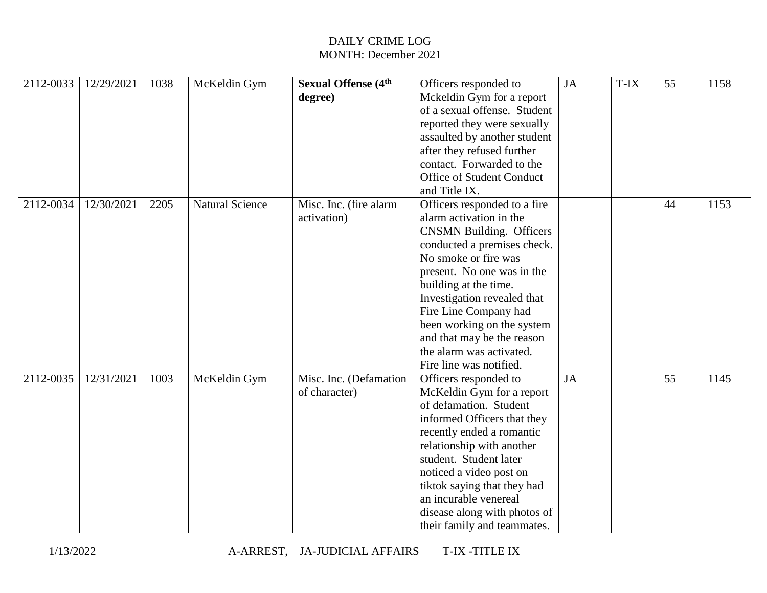DAILY CRIME LOG
MONTH: December 2021

| | | | | | | | | | |
|---|---|---|---|---|---|---|---|---|---|
| 2112-0033 | 12/29/2021 | 1038 | McKeldin Gym | **Sexual Offense (4th degree)** | Officers responded to Mckeldin Gym for a report of a sexual offense. Student reported they were sexually assaulted by another student after they refused further contact. Forwarded to the Office of Student Conduct and Title IX. | JA | T-IX | 55 | 1158 |
| 2112-0034 | 12/30/2021 | 2205 | Natural Science | Misc. Inc. (fire alarm activation) | Officers responded to a fire alarm activation in the CNSMN Building. Officers conducted a premises check. No smoke or fire was present. No one was in the building at the time. Investigation revealed that Fire Line Company had been working on the system and that may be the reason the alarm was activated. Fire line was notified. | | | 44 | 1153 |
| 2112-0035 | 12/31/2021 | 1003 | McKeldin Gym | Misc. Inc. (Defamation of character) | Officers responded to McKeldin Gym for a report of defamation. Student informed Officers that they recently ended a romantic relationship with another student. Student later noticed a video post on tiktok saying that they had an incurable venereal disease along with photos of their family and teammates. | JA | | 55 | 1145 |

1/13/2022 A-ARREST, JA-JUDICIAL AFFAIRS T-IX -TITLE IX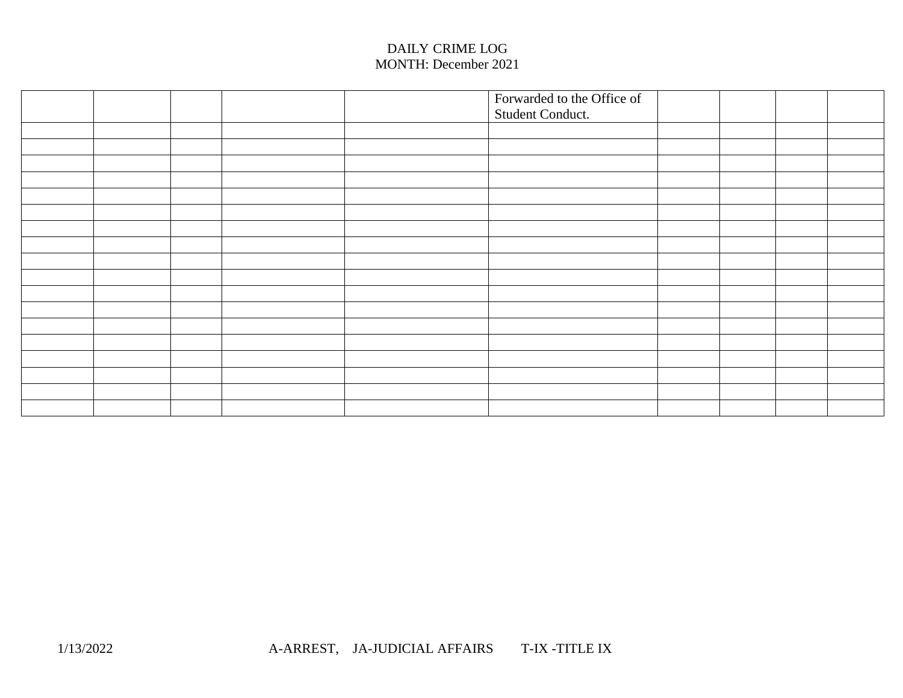DAILY CRIME LOG
MONTH: December 2021

| | | | | | | | | | |
|---|---|---|---|---|---|---|---|---|---|
| | | | | | Forwarded to the Office of Student Conduct. | | | | |
| | | | | | | | | | |
| | | | | | | | | | |
| | | | | | | | | | |
| | | | | | | | | | |
| | | | | | | | | | |
| | | | | | | | | | |
| | | | | | | | | | |
| | | | | | | | | | |
| | | | | | | | | | |
| | | | | | | | | | |
| | | | | | | | | | |
| | | | | | | | | | |
| | | | | | | | | | |
| | | | | | | | | | |
| | | | | | | | | | |
| | | | | | | | | | |
| | | | | | | | | | |
| | | | | | | | | | |

1/13/2022 A-ARREST, JA-JUDICIAL AFFAIRS T-IX -TITLE IX